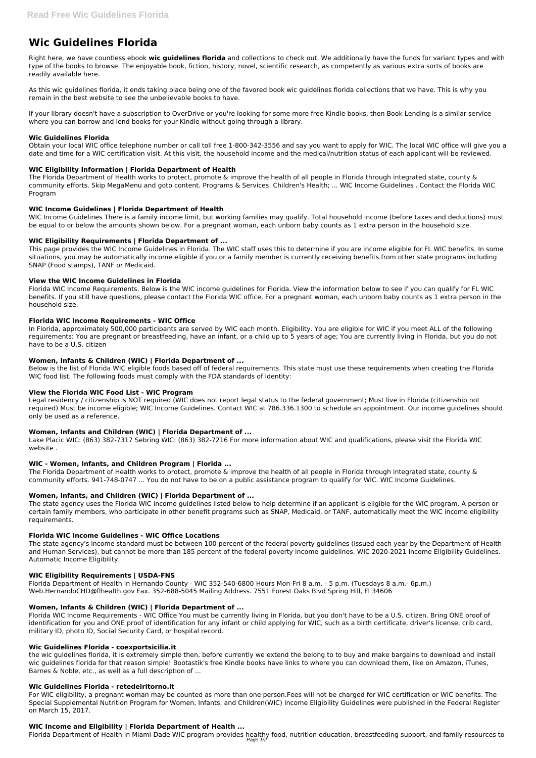# Wic Guidelines Florida

Right here, we have countless ebook **wic guidelines florida** and collections to check out. We additionally have the funds for variant types and with type of the books to browse. The enjoyable book, fiction, history, novel, scientific research, as competently as various extra sorts of books are readily available here.

As this wic guidelines florida, it ends taking place being one of the favored book wic guidelines florida collections that we have. This is why you remain in the best website to see the unbelievable books to have.

If your library doesn't have a subscription to OverDrive or you're looking for some more free Kindle books, then Book Lending is a similar service where you can borrow and lend books for your Kindle without going through a library.

### Wic Guidelines Florida

Obtain your local WIC office telephone number or call toll free 1-800-342-3556 and say you want to apply for WIC. The local WIC office will give you a date and time for a WIC certification visit. At this visit, the household income and the medical/nutrition status of each applicant will be reviewed.

### WIC Eligibility Information | Florida Department of Health

The Florida Department of Health works to protect, promote & improve the health of all people in Florida through integrated state, county & community efforts. Skip MegaMenu and goto content. Programs & Services. Children's Health; ... WIC Income Guidelines . Contact the Florida WIC Program

### WIC Income Guidelines | Florida Department of Health

WIC Income Guidelines There is a family income limit, but working families may qualify. Total household income (before taxes and deductions) must be equal to or below the amounts shown below. For a pregnant woman, each unborn baby counts as 1 extra person in the household size.

### WIC Eligibility Requirements | Florida Department of ...

This page provides the WIC Income Guidelines in Florida. The WIC staff uses this to determine if you are income eligible for FL WIC benefits. In some situations, you may be automatically income eligible if you or a family member is currently receiving benefits from other state programs including SNAP (Food stamps), TANF or Medicaid.

### View the WIC Income Guidelines in Florida

Florida WIC Income Requirements. Below is the WIC income guidelines for Florida. View the information below to see if you can qualify for FL WIC benefits. If you still have questions, please contact the Florida WIC office. For a pregnant woman, each unborn baby counts as 1 extra person in the household size.

### Florida WIC Income Requirements - WIC Office

In Florida, approximately 500,000 participants are served by WIC each month. Eligibility. You are eligible for WIC if you meet ALL of the following requirements: You are pregnant or breastfeeding, have an infant, or a child up to 5 years of age; You are currently living in Florida, but you do not have to be a U.S. citizen

### Women, Infants & Children (WIC) | Florida Department of ...

Below is the list of Florida WIC eligible foods based off of federal requirements. This state must use these requirements when creating the Florida WIC food list. The following foods must comply with the FDA standards of identity:

### View the Florida WIC Food List - WIC Program

Legal residency / citizenship is NOT required (WIC does not report legal status to the federal government; Must live in Florida (citizenship not required) Must be income eligible; WIC Income Guidelines. Contact WIC at 786.336.1300 to schedule an appointment. Our income guidelines should only be used as a reference.

### Women, Infants and Children (WIC) | Florida Department of ...

Lake Placic WIC: (863) 382-7317 Sebring WIC: (863) 382-7216 For more information about WIC and qualifications, please visit the Florida WIC website .

### WIC - Women, Infants, and Children Program | Florida ...

The Florida Department of Health works to protect, promote & improve the health of all people in Florida through integrated state, county & community efforts. 941-748-0747 ... You do not have to be on a public assistance program to qualify for WIC. WIC Income Guidelines.

### Women, Infants, and Children (WIC) | Florida Department of ...

The state agency uses the Florida WIC income guidelines listed below to help determine if an applicant is eligible for the WIC program. A person or certain family members, who participate in other benefit programs such as SNAP, Medicaid, or TANF, automatically meet the WIC income eligibility requirements.

### Florida WIC Income Guidelines - WIC Office Locations

The state agency's income standard must be between 100 percent of the federal poverty guidelines (issued each year by the Department of Health and Human Services), but cannot be more than 185 percent of the federal poverty income guidelines. WIC 2020-2021 Income Eligibility Guidelines. Automatic Income Eligibility.

### WIC Eligibility Requirements | USDA-FNS

Florida Department of Health in Hernando County - WIC 352-540-6800 Hours Mon-Fri 8 a.m. - 5 p.m. (Tuesdays 8 a.m.- 6p.m.) Web.HernandoCHD@flhealth.gov Fax. 352-688-5045 Mailing Address. 7551 Forest Oaks Blvd Spring Hill, Fl 34606

### Women, Infants & Children (WIC) | Florida Department of ...

Florida WIC Income Requirements - WIC Office You must be currently living in Florida, but you don't have to be a U.S. citizen. Bring ONE proof of identification for you and ONE proof of identification for any infant or child applying for WIC, such as a birth certificate, driver's license, crib card, military ID, photo ID, Social Security Card, or hospital record.

### Wic Guidelines Florida - coexportsicilia.it

the wic guidelines florida, it is extremely simple then, before currently we extend the belong to to buy and make bargains to download and install wic guidelines florida for that reason simple! Bootastik's free Kindle books have links to where you can download them, like on Amazon, iTunes, Barnes & Noble, etc., as well as a full description of ...

### Wic Guidelines Florida - retedelritorno.it

For WIC eligibility, a pregnant woman may be counted as more than one person.Fees will not be charged for WIC certification or WIC benefits. The Special Supplemental Nutrition Program for Women, Infants, and Children(WIC) Income Eligibility Guidelines were published in the Federal Register on March 15, 2017.

### WIC Income and Eligibility | Florida Department of Health ...

Florida Department of Health in Miami-Dade WIC program provides healthy food, nutrition education, breastfeeding support, and family resources to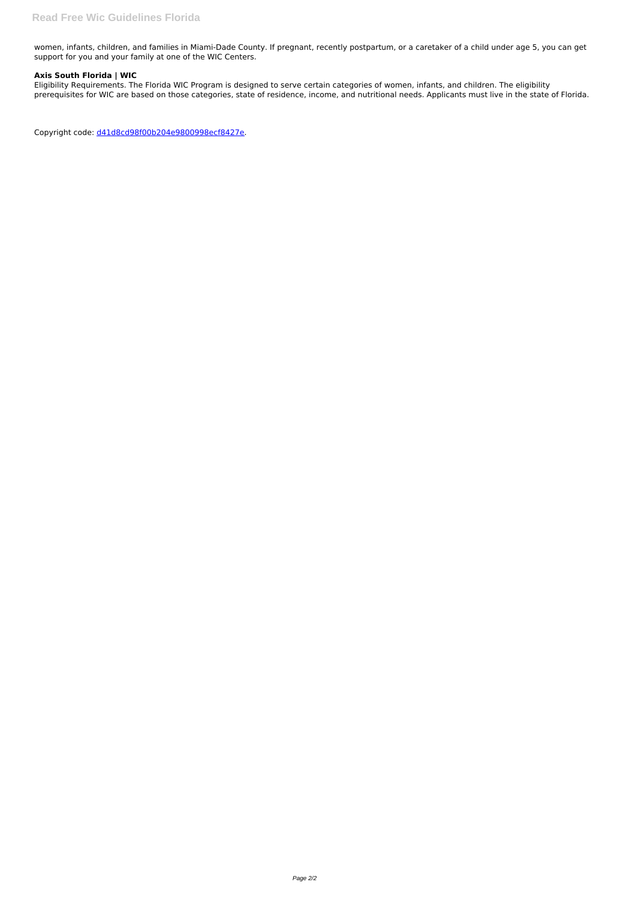women, infants, children, and families in Miami-Dade County. If pregnant, recently postpartum, or a caretaker of a child under age 5, you can get support for you and your family at one of the WIC Centers.

**Axis South Florida | WIC**

Eligibility Requirements. The Florida WIC Program is designed to serve certain categories of women, infants, and children. The eligibility prerequisites for WIC are based on those categories, state of residence, income, and nutritional needs. Applicants must live in the state of Florida.

Copyright code: d41d8cd98f00b204e9800998ecf8427e.